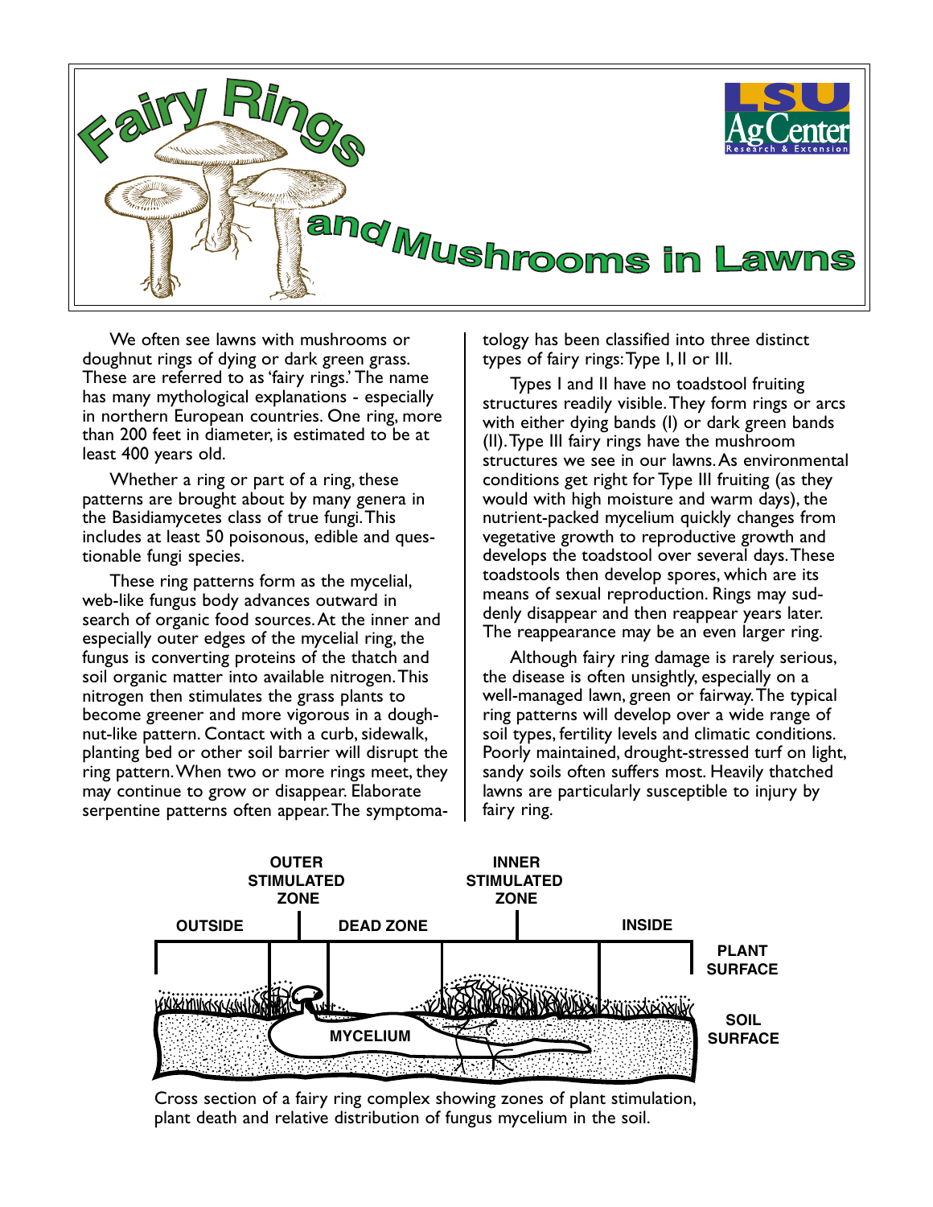# Fairy Rings and Mushrooms in Lawns

We often see lawns with mushrooms or doughnut rings of dying or dark green grass. These are referred to as 'fairy rings.' The name has many mythological explanations - especially in northern European countries. One ring, more than 200 feet in diameter, is estimated to be at least 400 years old.

Whether a ring or part of a ring, these patterns are brought about by many genera in the Basidiamycetes class of true fungi. This includes at least 50 poisonous, edible and questionable fungi species.

These ring patterns form as the mycelial, web-like fungus body advances outward in search of organic food sources. At the inner and especially outer edges of the mycelial ring, the fungus is converting proteins of the thatch and soil organic matter into available nitrogen. This nitrogen then stimulates the grass plants to become greener and more vigorous in a doughnut-like pattern. Contact with a curb, sidewalk, planting bed or other soil barrier will disrupt the ring pattern. When two or more rings meet, they may continue to grow or disappear. Elaborate serpentine patterns often appear. The symptomatology has been classified into three distinct types of fairy rings: Type I, II or III.

Types I and II have no toadstool fruiting structures readily visible. They form rings or arcs with either dying bands (I) or dark green bands (II). Type III fairy rings have the mushroom structures we see in our lawns. As environmental conditions get right for Type III fruiting (as they would with high moisture and warm days), the nutrient-packed mycelium quickly changes from vegetative growth to reproductive growth and develops the toadstool over several days. These toadstools then develop spores, which are its means of sexual reproduction. Rings may suddenly disappear and then reappear years later. The reappearance may be an even larger ring.

Although fairy ring damage is rarely serious, the disease is often unsightly, especially on a well-managed lawn, green or fairway. The typical ring patterns will develop over a wide range of soil types, fertility levels and climatic conditions. Poorly maintained, drought-stressed turf on light, sandy soils often suffers most. Heavily thatched lawns are particularly susceptible to injury by fairy ring.

OUTSIDE | OUTER STIMULATED ZONE | DEAD ZONE | INNER STIMULATED ZONE | INSIDE | PLANT SURFACE | SOIL SURFACE | MYCELIUM

Cross section of a fairy ring complex showing zones of plant stimulation, plant death and relative distribution of fungus mycelium in the soil.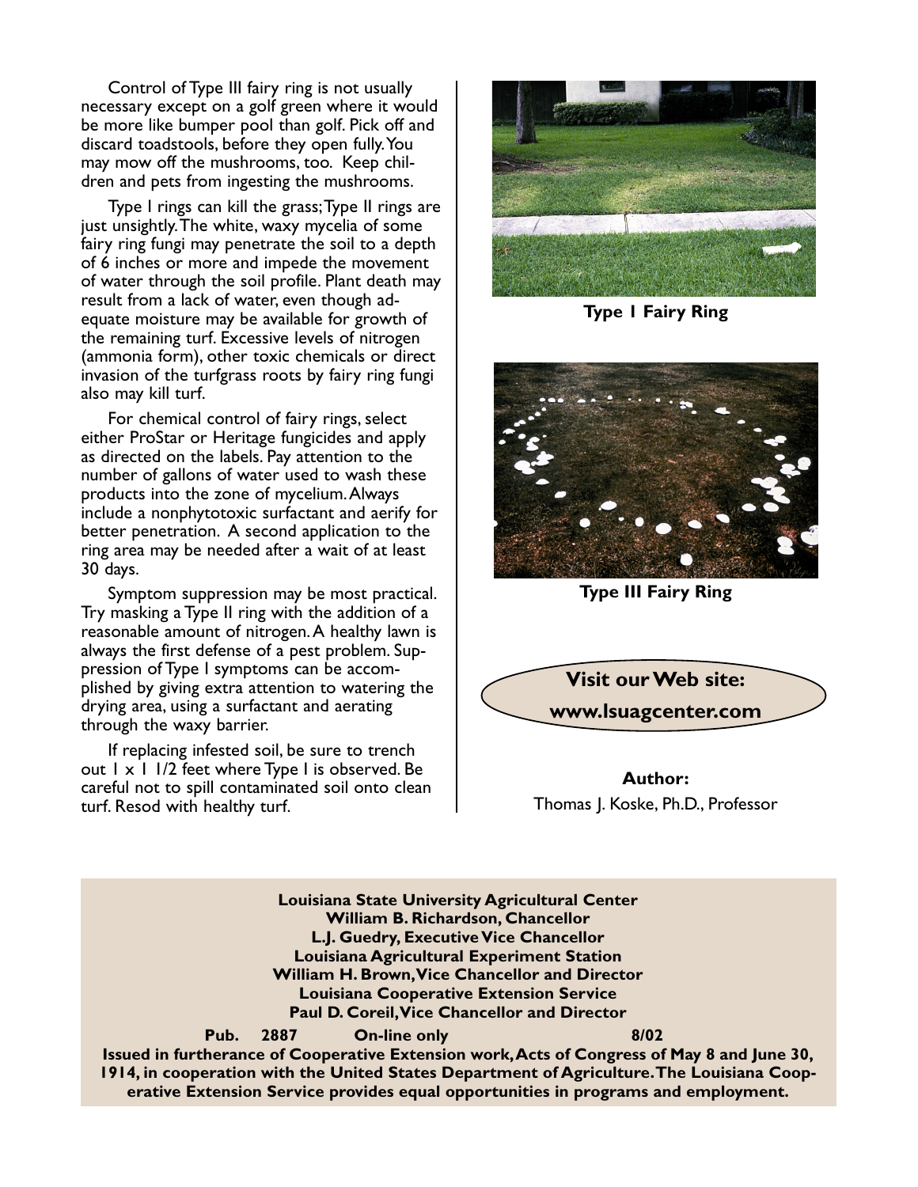Control of Type III fairy ring is not usually necessary except on a golf green where it would be more like bumper pool than golf. Pick off and discard toadstools, before they open fully. You may mow off the mushrooms, too. Keep children and pets from ingesting the mushrooms.

Type I rings can kill the grass; Type II rings are just unsightly. The white, waxy mycelia of some fairy ring fungi may penetrate the soil to a depth of 6 inches or more and impede the movement of water through the soil profile. Plant death may result from a lack of water, even though adequate moisture may be available for growth of the remaining turf. Excessive levels of nitrogen (ammonia form), other toxic chemicals or direct invasion of the turfgrass roots by fairy ring fungi also may kill turf.

For chemical control of fairy rings, select either ProStar or Heritage fungicides and apply as directed on the labels. Pay attention to the number of gallons of water used to wash these products into the zone of mycelium. Always include a nonphytotoxic surfactant and aerify for better penetration. A second application to the ring area may be needed after a wait of at least 30 days.

Symptom suppression may be most practical. Try masking a Type II ring with the addition of a reasonable amount of nitrogen. A healthy lawn is always the first defense of a pest problem. Suppression of Type I symptoms can be accomplished by giving extra attention to watering the drying area, using a surfactant and aerating through the waxy barrier.

If replacing infested soil, be sure to trench out 1 x 1 1/2 feet where Type I is observed. Be careful not to spill contaminated soil onto clean turf. Resod with healthy turf.

**Type 1 Fairy Ring**

**Type III Fairy Ring**

**Visit our Web site:**
**www.lsuagcenter.com**

**Author:**
Thomas J. Koske, Ph.D., Professor

**Louisiana State University Agricultural Center**
**William B. Richardson, Chancellor**
**L.J. Guedry, Executive Vice Chancellor**
**Louisiana Agricultural Experiment Station**
**William H. Brown, Vice Chancellor and Director**
**Louisiana Cooperative Extension Service**
**Paul D. Coreil, Vice Chancellor and Director**

**Pub. 2887 On-line only 8/02**

**Issued in furtherance of Cooperative Extension work, Acts of Congress of May 8 and June 30, 1914, in cooperation with the United States Department of Agriculture. The Louisiana Cooperative Extension Service provides equal opportunities in programs and employment.**